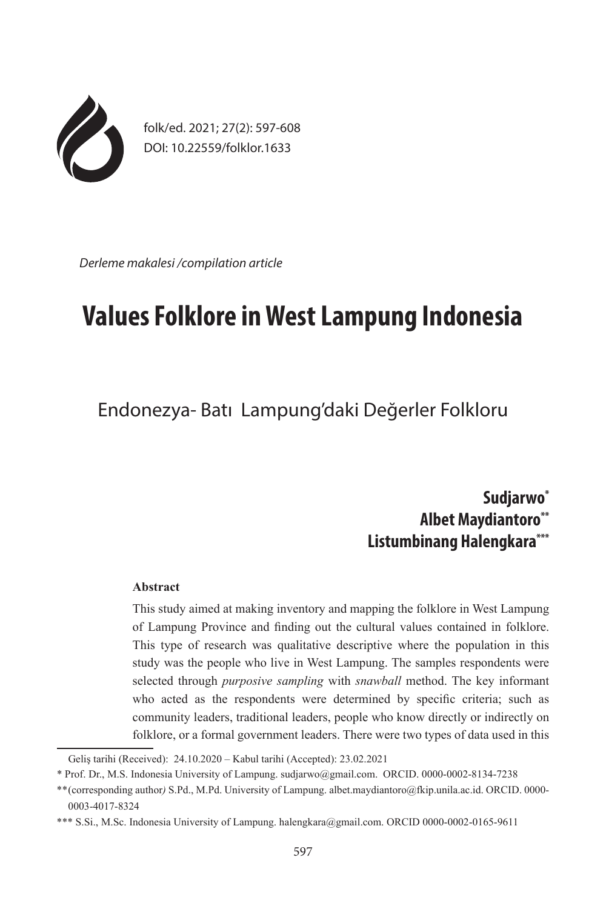folk/ed. 2021; 27(2): 597-608
DOI: 10.22559/folklor.1633

*Derleme makalesi /compilation article*

# Values Folklore in West Lampung Indonesia

## Endonezya- Batı Lampung'daki Değerler Folkloru

**Sudjarwo[*]**
**Albet Maydiantoro[**]**
**Listumbinang Halengkara[***]**

**Abstract**

This study aimed at making inventory and mapping the folklore in West Lampung of Lampung Province and finding out the cultural values contained in folklore. This type of research was qualitative descriptive where the population in this study was the people who live in West Lampung. The samples respondents were selected through *purposive sampling* with *snowball* method. The key informant who acted as the respondents were determined by specific criteria; such as community leaders, traditional leaders, people who know directly or indirectly on folklore, or a formal government leaders. There were two types of data used in this

Geliş tarihi (Received): 24.10.2020 – Kabul tarihi (Accepted): 23.02.2021

* Prof. Dr., M.S. Indonesia University of Lampung. sudjarwo@gmail.com. ORCID. 0000-0002-8134-7238

** (corresponding author) S.Pd., M.Pd. University of Lampung. albet.maydiantoro@fkip.unila.ac.id. ORCID. 0000-0003-4017-8324

*** S.Si., M.Sc. Indonesia University of Lampung. halengkara@gmail.com. ORCID 0000-0002-0165-9611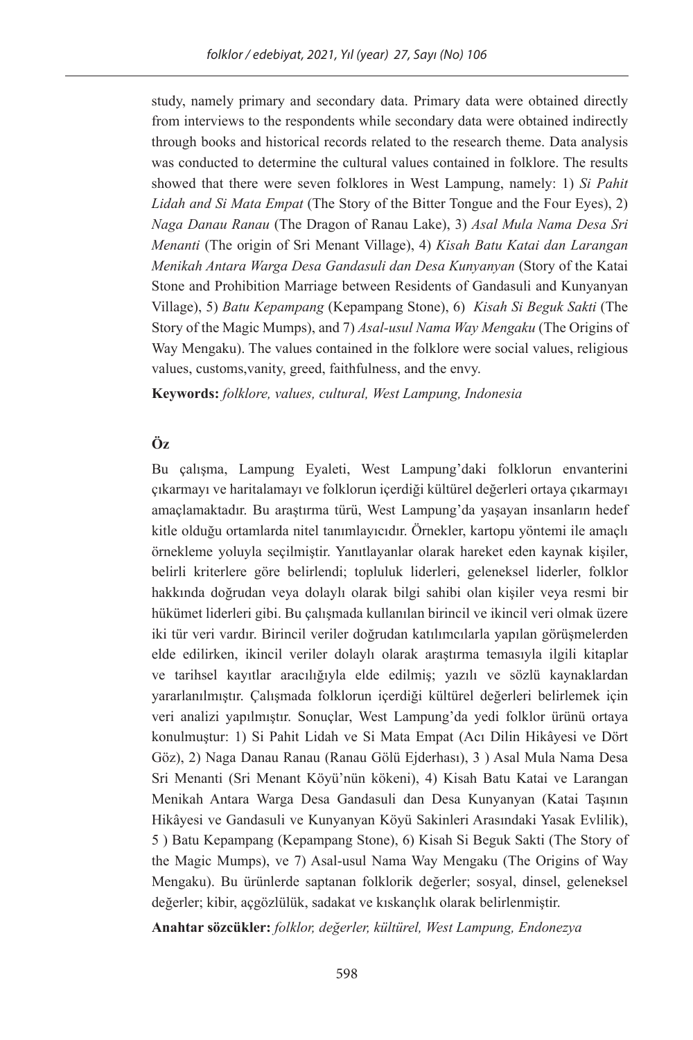study, namely primary and secondary data. Primary data were obtained directly from interviews to the respondents while secondary data were obtained indirectly through books and historical records related to the research theme. Data analysis was conducted to determine the cultural values contained in folklore. The results showed that there were seven folklores in West Lampung, namely: 1) *Si Pahit Lidah and Si Mata Empat* (The Story of the Bitter Tongue and the Four Eyes), 2) *Naga Danau Ranau* (The Dragon of Ranau Lake), 3) *Asal Mula Nama Desa Sri Menanti* (The origin of Sri Menant Village), 4) *Kisah Batu Katai dan Larangan Menikah Antara Warga Desa Gandasuli dan Desa Kunyanyan* (Story of the Katai Stone and Prohibition Marriage between Residents of Gandasuli and Kunyanyan Village), 5) *Batu Kepampang* (Kepampang Stone), 6) *Kisah Si Beguk Sakti* (The Story of the Magic Mumps), and 7) *Asal-usul Nama Way Mengaku* (The Origins of Way Mengaku). The values contained in the folklore were social values, religious values, customs,vanity, greed, faithfulness, and the envy.

**Keywords:** *folklore, values, cultural, West Lampung, Indonesia*

## Öz

Bu çalışma, Lampung Eyaleti, West Lampung'daki folklorun envanterini çıkarmayı ve haritalamayı ve folklorun içerdiği kültürel değerleri ortaya çıkarmayı amaçlamaktadır. Bu araştırma türü, West Lampung'da yaşayan insanların hedef kitle olduğu ortamlarda nitel tanımlayıcıdır. Örnekler, kartopu yöntemi ile amaçlı örnekleme yoluyla seçilmiştir. Yanıtlayanlar olarak hareket eden kaynak kişiler, belirli kriterlere göre belirlendi; topluluk liderleri, geleneksel liderler, folklor hakkında doğrudan veya dolaylı olarak bilgi sahibi olan kişiler veya resmi bir hükümet liderleri gibi. Bu çalışmada kullanılan birincil ve ikincil veri olmak üzere iki tür veri vardır. Birincil veriler doğrudan katılımcılarla yapılan görüşmelerden elde edilirken, ikincil veriler dolaylı olarak araştırma temasıyla ilgili kitaplar ve tarihsel kayıtlar aracılığıyla elde edilmiş; yazılı ve sözlü kaynaklardan yararlanılmıştır. Çalışmada folklorun içerdiği kültürel değerleri belirlemek için veri analizi yapılmıştır. Sonuçlar, West Lampung'da yedi folklor ürünü ortaya konulmuştur: 1) Si Pahit Lidah ve Si Mata Empat (Acı Dilin Hikâyesi ve Dört Göz), 2) Naga Danau Ranau (Ranau Gölü Ejderhası), 3 ) Asal Mula Nama Desa Sri Menanti (Sri Menant Köyü'nün kökeni), 4) Kisah Batu Katai ve Larangan Menikah Antara Warga Desa Gandasuli dan Desa Kunyanyan (Katai Taşının Hikâyesi ve Gandasuli ve Kunyanyan Köyü Sakinleri Arasındaki Yasak Evlilik), 5 ) Batu Kepampang (Kepampang Stone), 6) Kisah Si Beguk Sakti (The Story of the Magic Mumps), ve 7) Asal-usul Nama Way Mengaku (The Origins of Way Mengaku). Bu ürünlerde saptanan folklorik değerler; sosyal, dinsel, geleneksel değerler; kibir, açgözlülük, sadakat ve kıskançlık olarak belirlenmiştir.

**Anahtar sözcükler:** *folklor, değerler, kültürel, West Lampung, Endonezya*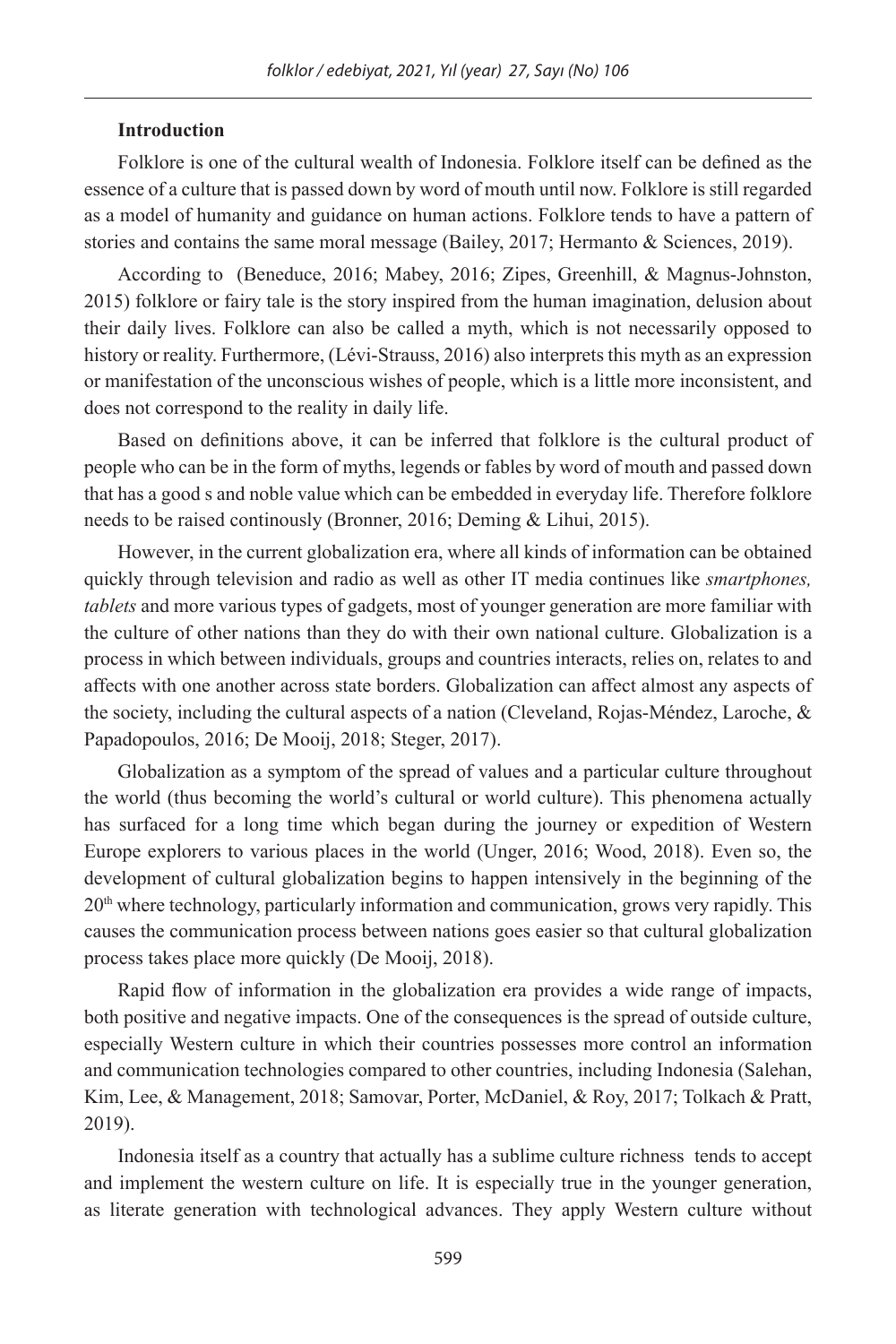**Introduction**

Folklore is one of the cultural wealth of Indonesia. Folklore itself can be defined as the essence of a culture that is passed down by word of mouth until now. Folklore is still regarded as a model of humanity and guidance on human actions. Folklore tends to have a pattern of stories and contains the same moral message (Bailey, 2017; Hermanto & Sciences, 2019).

According to (Beneduce, 2016; Mabey, 2016; Zipes, Greenhill, & Magnus-Johnston, 2015) folklore or fairy tale is the story inspired from the human imagination, delusion about their daily lives. Folklore can also be called a myth, which is not necessarily opposed to history or reality. Furthermore, (Lévi-Strauss, 2016) also interprets this myth as an expression or manifestation of the unconscious wishes of people, which is a little more inconsistent, and does not correspond to the reality in daily life.

Based on definitions above, it can be inferred that folklore is the cultural product of people who can be in the form of myths, legends or fables by word of mouth and passed down that has a good s and noble value which can be embedded in everyday life. Therefore folklore needs to be raised continously (Bronner, 2016; Deming & Lihui, 2015).

However, in the current globalization era, where all kinds of information can be obtained quickly through television and radio as well as other IT media continues like *smartphones, tablets* and more various types of gadgets, most of younger generation are more familiar with the culture of other nations than they do with their own national culture. Globalization is a process in which between individuals, groups and countries interacts, relies on, relates to and affects with one another across state borders. Globalization can affect almost any aspects of the society, including the cultural aspects of a nation (Cleveland, Rojas-Méndez, Laroche, & Papadopoulos, 2016; De Mooij, 2018; Steger, 2017).

Globalization as a symptom of the spread of values and a particular culture throughout the world (thus becoming the world's cultural or world culture). This phenomena actually has surfaced for a long time which began during the journey or expedition of Western Europe explorers to various places in the world (Unger, 2016; Wood, 2018). Even so, the development of cultural globalization begins to happen intensively in the beginning of the 20th where technology, particularly information and communication, grows very rapidly. This causes the communication process between nations goes easier so that cultural globalization process takes place more quickly (De Mooij, 2018).

Rapid flow of information in the globalization era provides a wide range of impacts, both positive and negative impacts. One of the consequences is the spread of outside culture, especially Western culture in which their countries possesses more control an information and communication technologies compared to other countries, including Indonesia (Salehan, Kim, Lee, & Management, 2018; Samovar, Porter, McDaniel, & Roy, 2017; Tolkach & Pratt, 2019).

Indonesia itself as a country that actually has a sublime culture richness tends to accept and implement the western culture on life. It is especially true in the younger generation, as literate generation with technological advances. They apply Western culture without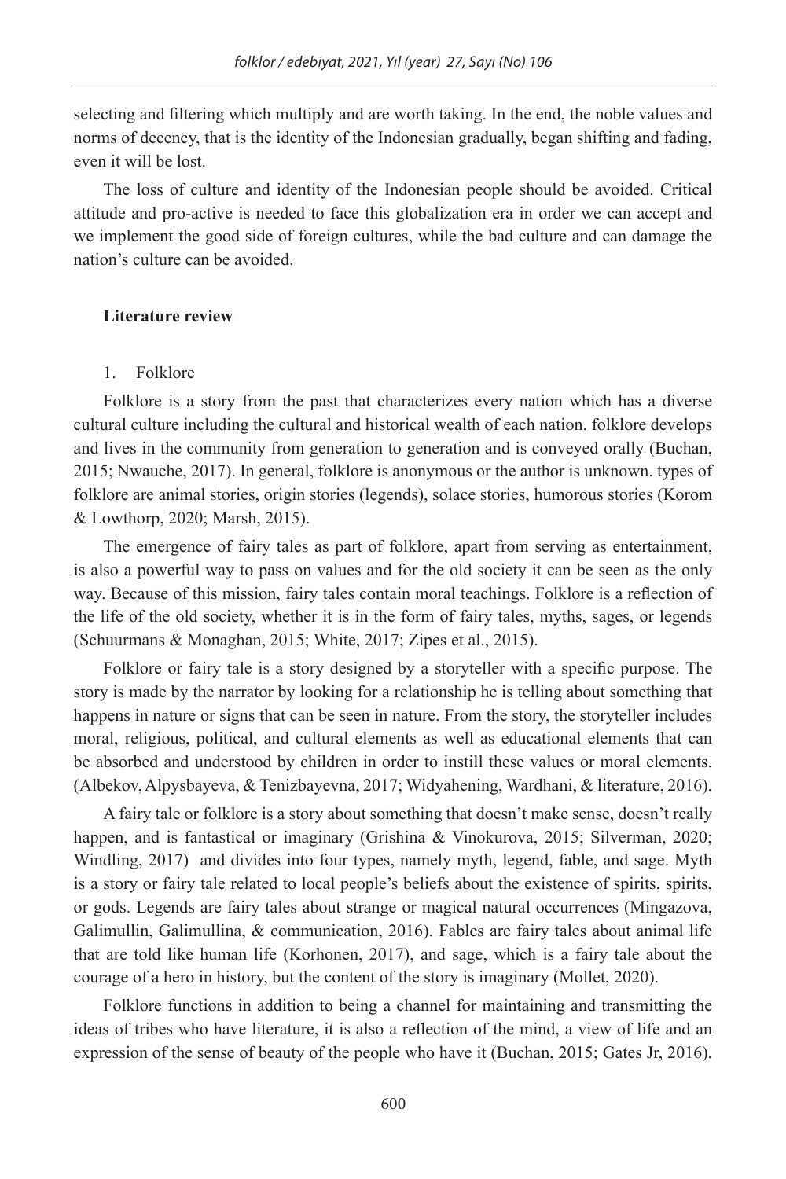selecting and filtering which multiply and are worth taking. In the end, the noble values and norms of decency, that is the identity of the Indonesian gradually, began shifting and fading, even it will be lost.

The loss of culture and identity of the Indonesian people should be avoided. Critical attitude and pro-active is needed to face this globalization era in order we can accept and we implement the good side of foreign cultures, while the bad culture and can damage the nation's culture can be avoided.

## Literature review

### 1. Folklore

Folklore is a story from the past that characterizes every nation which has a diverse cultural culture including the cultural and historical wealth of each nation. folklore develops and lives in the community from generation to generation and is conveyed orally (Buchan, 2015; Nwauche, 2017). In general, folklore is anonymous or the author is unknown. types of folklore are animal stories, origin stories (legends), solace stories, humorous stories (Korom & Lowthorp, 2020; Marsh, 2015).

The emergence of fairy tales as part of folklore, apart from serving as entertainment, is also a powerful way to pass on values and for the old society it can be seen as the only way. Because of this mission, fairy tales contain moral teachings. Folklore is a reflection of the life of the old society, whether it is in the form of fairy tales, myths, sages, or legends (Schuurmans & Monaghan, 2015; White, 2017; Zipes et al., 2015).

Folklore or fairy tale is a story designed by a storyteller with a specific purpose. The story is made by the narrator by looking for a relationship he is telling about something that happens in nature or signs that can be seen in nature. From the story, the storyteller includes moral, religious, political, and cultural elements as well as educational elements that can be absorbed and understood by children in order to instill these values or moral elements. (Albekov, Alpysbayeva, & Tenizbayevna, 2017; Widyahening, Wardhani, & literature, 2016).

A fairy tale or folklore is a story about something that doesn't make sense, doesn't really happen, and is fantastical or imaginary (Grishina & Vinokurova, 2015; Silverman, 2020; Windling, 2017) and divides into four types, namely myth, legend, fable, and sage. Myth is a story or fairy tale related to local people's beliefs about the existence of spirits, spirits, or gods. Legends are fairy tales about strange or magical natural occurrences (Mingazova, Galimullin, Galimullina, & communication, 2016). Fables are fairy tales about animal life that are told like human life (Korhonen, 2017), and sage, which is a fairy tale about the courage of a hero in history, but the content of the story is imaginary (Mollet, 2020).

Folklore functions in addition to being a channel for maintaining and transmitting the ideas of tribes who have literature, it is also a reflection of the mind, a view of life and an expression of the sense of beauty of the people who have it (Buchan, 2015; Gates Jr, 2016).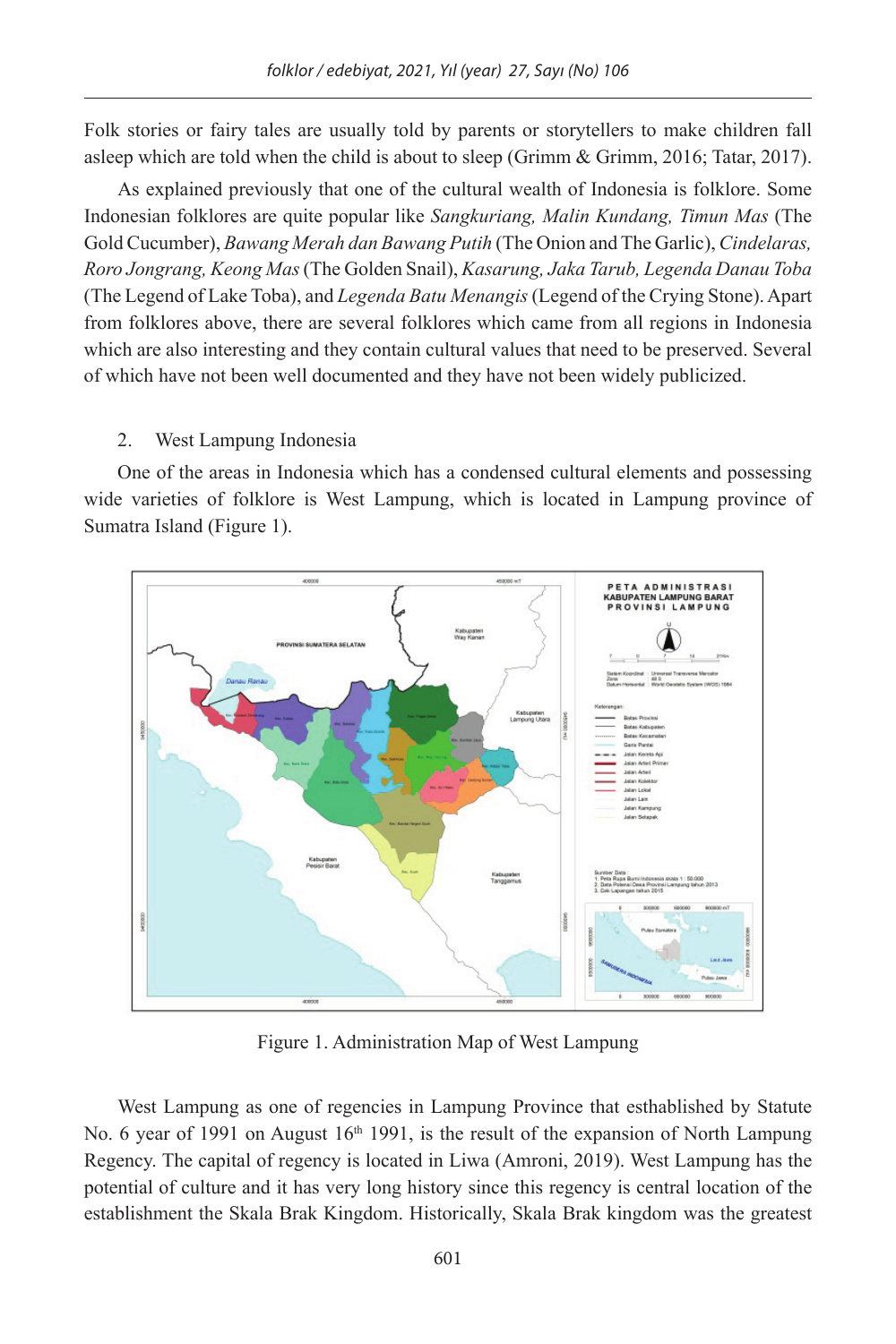Folk stories or fairy tales are usually told by parents or storytellers to make children fall asleep which are told when the child is about to sleep (Grimm & Grimm, 2016; Tatar, 2017).

As explained previously that one of the cultural wealth of Indonesia is folklore. Some Indonesian folklores are quite popular like *Sangkuriang, Malin Kundang, Timun Mas* (The Gold Cucumber), *Bawang Merah dan Bawang Putih* (The Onion and The Garlic), *Cindelaras, Roro Jongrang, Keong Mas* (The Golden Snail), *Kasarung, Jaka Tarub, Legenda Danau Toba* (The Legend of Lake Toba), and *Legenda Batu Menangis* (Legend of the Crying Stone). Apart from folklores above, there are several folklores which came from all regions in Indonesia which are also interesting and they contain cultural values that need to be preserved. Several of which have not been well documented and they have not been widely publicized.

2. West Lampung Indonesia

One of the areas in Indonesia which has a condensed cultural elements and possessing wide varieties of folklore is West Lampung, which is located in Lampung province of Sumatra Island (Figure 1).

Figure 1. Administration Map of West Lampung

West Lampung as one of regencies in Lampung Province that esthablished by Statute No. 6 year of 1991 on August 16th 1991, is the result of the expansion of North Lampung Regency. The capital of regency is located in Liwa (Amroni, 2019). West Lampung has the potential of culture and it has very long history since this regency is central location of the establishment the Skala Brak Kingdom. Historically, Skala Brak kingdom was the greatest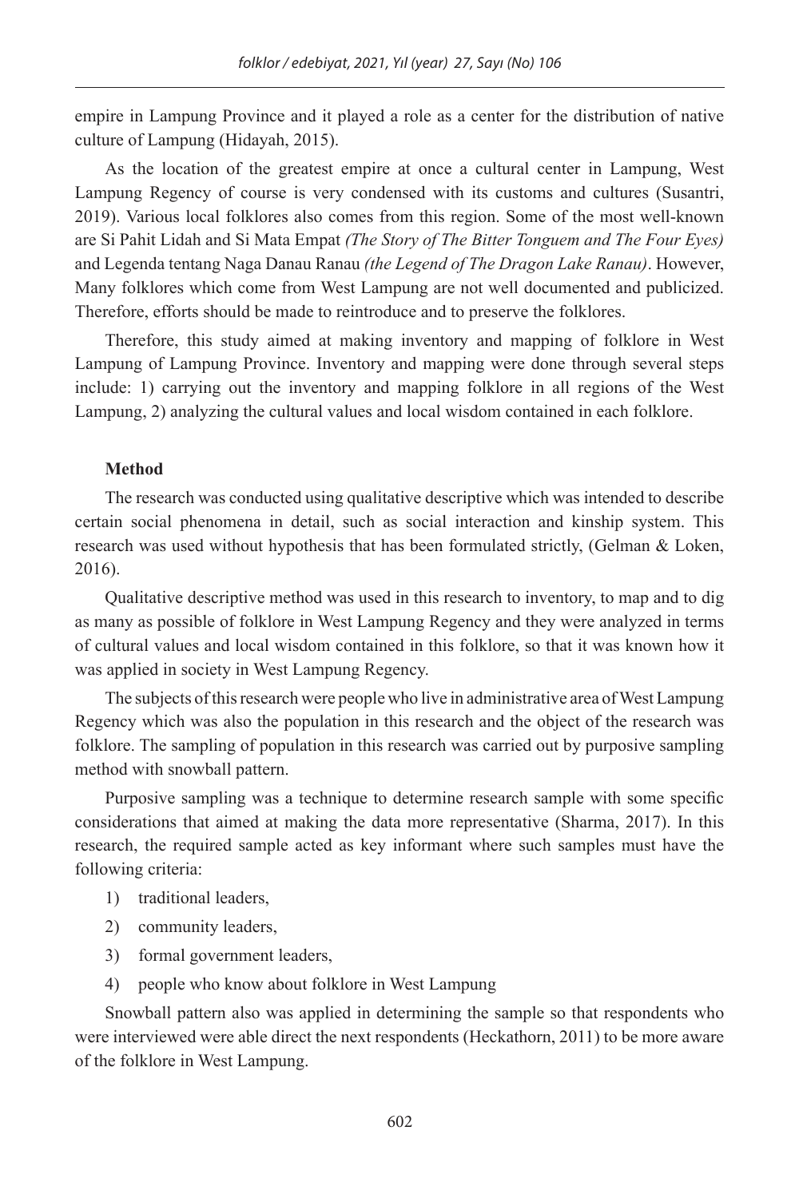empire in Lampung Province and it played a role as a center for the distribution of native culture of Lampung (Hidayah, 2015).

As the location of the greatest empire at once a cultural center in Lampung, West Lampung Regency of course is very condensed with its customs and cultures (Susantri, 2019). Various local folklores also comes from this region. Some of the most well-known are Si Pahit Lidah and Si Mata Empat *(The Story of The Bitter Tonguem and The Four Eyes)* and Legenda tentang Naga Danau Ranau *(the Legend of The Dragon Lake Ranau)*. However, Many folklores which come from West Lampung are not well documented and publicized. Therefore, efforts should be made to reintroduce and to preserve the folklores.

Therefore, this study aimed at making inventory and mapping of folklore in West Lampung of Lampung Province. Inventory and mapping were done through several steps include: 1) carrying out the inventory and mapping folklore in all regions of the West Lampung, 2) analyzing the cultural values and local wisdom contained in each folklore.

**Method**

The research was conducted using qualitative descriptive which was intended to describe certain social phenomena in detail, such as social interaction and kinship system. This research was used without hypothesis that has been formulated strictly, (Gelman & Loken, 2016).

Qualitative descriptive method was used in this research to inventory, to map and to dig as many as possible of folklore in West Lampung Regency and they were analyzed in terms of cultural values and local wisdom contained in this folklore, so that it was known how it was applied in society in West Lampung Regency.

The subjects of this research were people who live in administrative area of West Lampung Regency which was also the population in this research and the object of the research was folklore. The sampling of population in this research was carried out by purposive sampling method with snowball pattern.

Purposive sampling was a technique to determine research sample with some specific considerations that aimed at making the data more representative (Sharma, 2017). In this research, the required sample acted as key informant where such samples must have the following criteria:

1) traditional leaders,
2) community leaders,
3) formal government leaders,
4) people who know about folklore in West Lampung

Snowball pattern also was applied in determining the sample so that respondents who were interviewed were able direct the next respondents (Heckathorn, 2011) to be more aware of the folklore in West Lampung.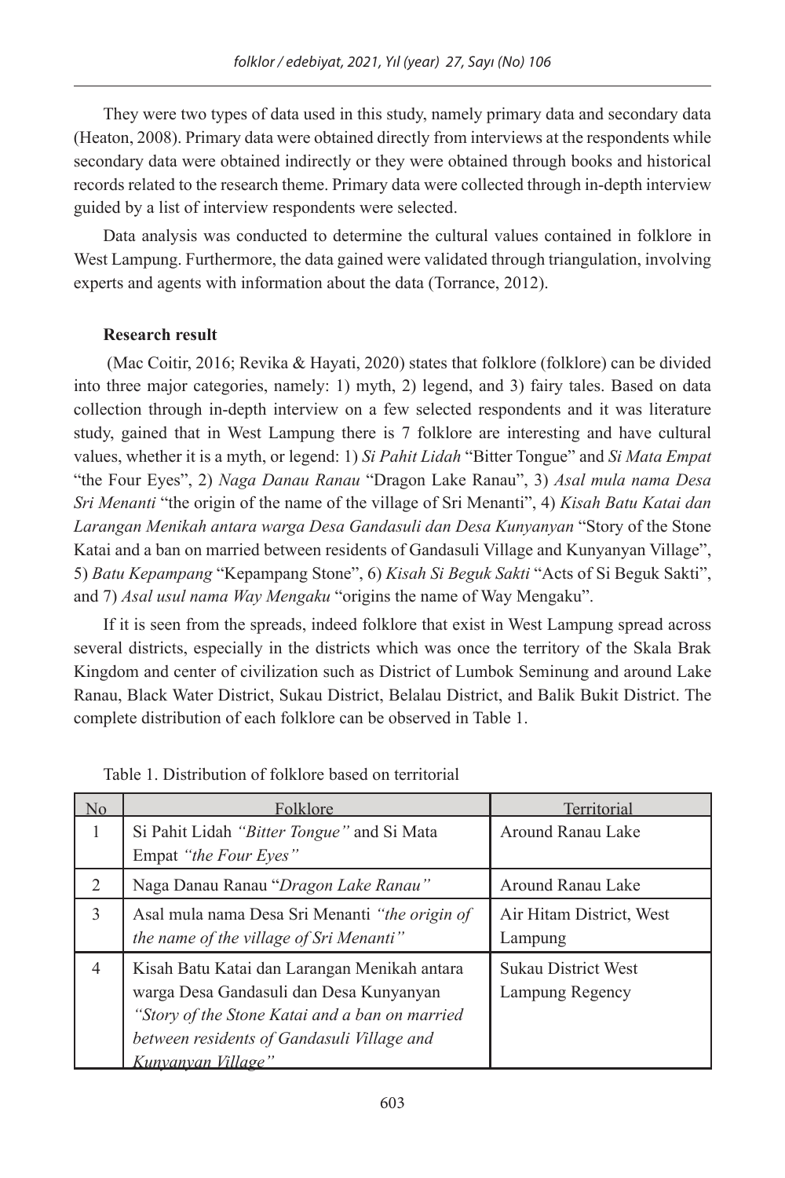They were two types of data used in this study, namely primary data and secondary data (Heaton, 2008). Primary data were obtained directly from interviews at the respondents while secondary data were obtained indirectly or they were obtained through books and historical records related to the research theme. Primary data were collected through in-depth interview guided by a list of interview respondents were selected.

Data analysis was conducted to determine the cultural values contained in folklore in West Lampung. Furthermore, the data gained were validated through triangulation, involving experts and agents with information about the data (Torrance, 2012).

**Research result**

(Mac Coitir, 2016; Revika & Hayati, 2020) states that folklore (folklore) can be divided into three major categories, namely: 1) myth, 2) legend, and 3) fairy tales. Based on data collection through in-depth interview on a few selected respondents and it was literature study, gained that in West Lampung there is 7 folklore are interesting and have cultural values, whether it is a myth, or legend: 1) *Si Pahit Lidah* "Bitter Tongue" and *Si Mata Empat* "the Four Eyes", 2) *Naga Danau Ranau* "Dragon Lake Ranau", 3) *Asal mula nama Desa Sri Menanti* "the origin of the name of the village of Sri Menanti", 4) *Kisah Batu Katai dan Larangan Menikah antara warga Desa Gandasuli dan Desa Kunyanyan* "Story of the Stone Katai and a ban on married between residents of Gandasuli Village and Kunyanyan Village", 5) *Batu Kepampang* "Kepampang Stone", 6) *Kisah Si Beguk Sakti* "Acts of Si Beguk Sakti", and 7) *Asal usul nama Way Mengaku* "origins the name of Way Mengaku".

If it is seen from the spreads, indeed folklore that exist in West Lampung spread across several districts, especially in the districts which was once the territory of the Skala Brak Kingdom and center of civilization such as District of Lumbok Seminung and around Lake Ranau, Black Water District, Sukau District, Belalau District, and Balik Bukit District. The complete distribution of each folklore can be observed in Table 1.

Table 1. Distribution of folklore based on territorial

| No | Folklore | Territorial |
|---|---|---|
| 1 | Si Pahit Lidah *"Bitter Tongue"* and Si Mata Empat *"the Four Eyes"* | Around Ranau Lake |
| 2 | Naga Danau Ranau "*Dragon Lake Ranau"* | Around Ranau Lake |
| 3 | Asal mula nama Desa Sri Menanti *"the origin of the name of the village of Sri Menanti"* | Air Hitam District, West Lampung |
| 4 | Kisah Batu Katai dan Larangan Menikah antara warga Desa Gandasuli dan Desa Kunyanyan *"Story of the Stone Katai and a ban on married between residents of Gandasuli Village and Kunyanyan Village"* | Sukau District West Lampung Regency |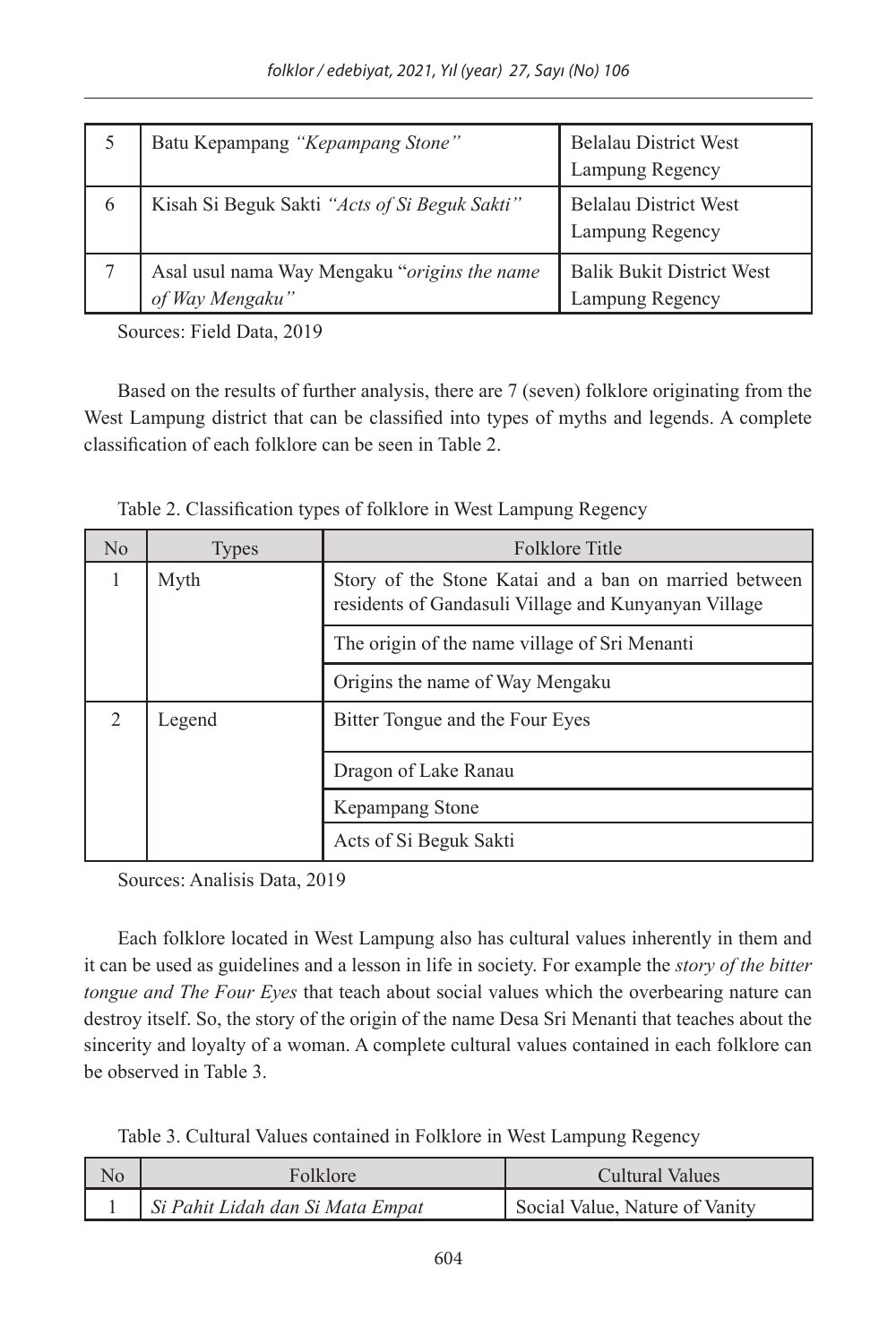| 5 | Batu Kepampang *"Kepampang Stone"* | Belalau District West Lampung Regency |
|---|---|---|
| 6 | Kisah Si Beguk Sakti *"Acts of Si Beguk Sakti"* | Belalau District West Lampung Regency |
| 7 | Asal usul nama Way Mengaku "*origins the name of Way Mengaku"* | Balik Bukit District West Lampung Regency |

Sources: Field Data, 2019

Based on the results of further analysis, there are 7 (seven) folklore originating from the West Lampung district that can be classified into types of myths and legends. A complete classification of each folklore can be seen in Table 2.

Table 2. Classification types of folklore in West Lampung Regency

| No | Types | Folklore Title |
|---|---|---|
| 1 | Myth | Story of the Stone Katai and a ban on married between residents of Gandasuli Village and Kunyanyan Village |
| | | The origin of the name village of Sri Menanti |
| | | Origins the name of Way Mengaku |
| 2 | Legend | Bitter Tongue and the Four Eyes |
| | | Dragon of Lake Ranau |
| | | Kepampang Stone |
| | | Acts of Si Beguk Sakti |

Sources: Analisis Data, 2019

Each folklore located in West Lampung also has cultural values inherently in them and it can be used as guidelines and a lesson in life in society. For example the *story of the bitter tongue and The Four Eyes* that teach about social values which the overbearing nature can destroy itself. So, the story of the origin of the name Desa Sri Menanti that teaches about the sincerity and loyalty of a woman. A complete cultural values contained in each folklore can be observed in Table 3.

Table 3. Cultural Values contained in Folklore in West Lampung Regency

| No | Folklore | Cultural Values |
|---|---|---|
| 1 | *Si Pahit Lidah dan Si Mata Empat* | Social Value, Nature of Vanity |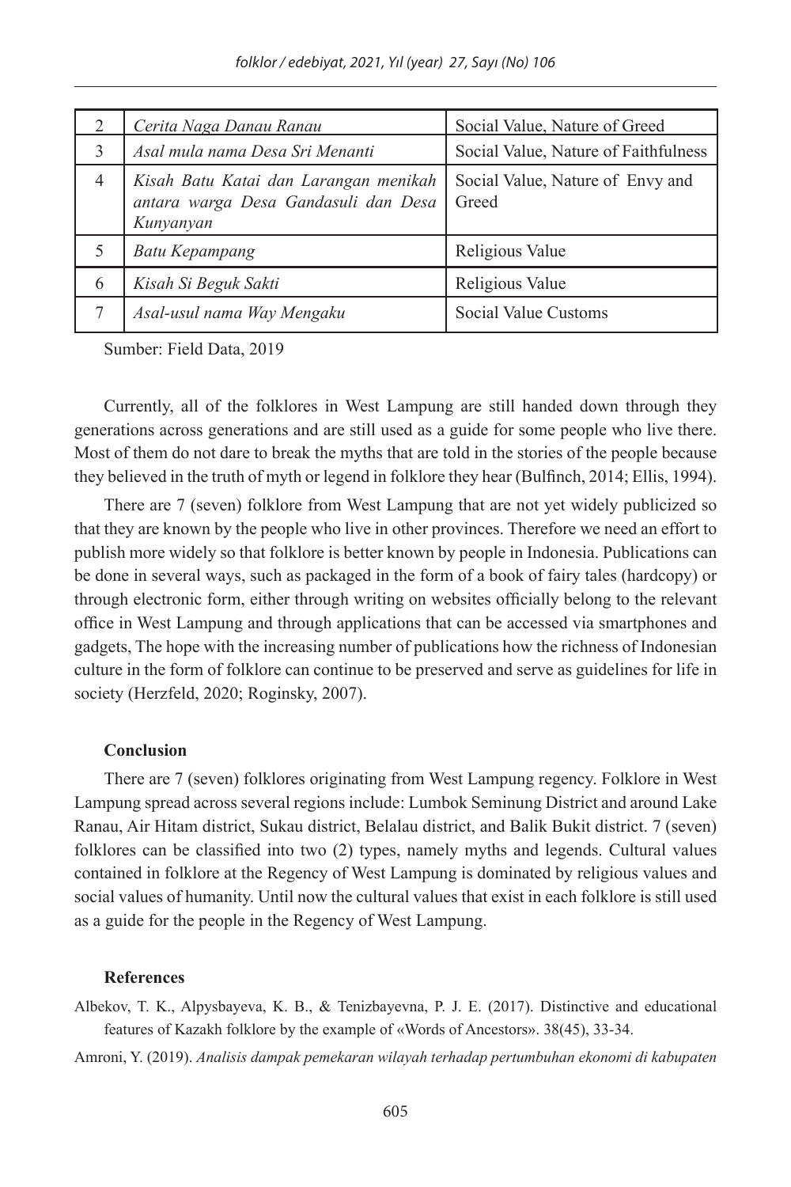| 2 | *Cerita Naga Danau Ranau* | Social Value, Nature of Greed |
|---|---|---|
| 3 | *Asal mula nama Desa Sri Menanti* | Social Value, Nature of Faithfulness |
| 4 | *Kisah Batu Katai dan Larangan menikah antara warga Desa Gandasuli dan Desa Kunyanyan* | Social Value, Nature of Envy and Greed |
| 5 | *Batu Kepampang* | Religious Value |
| 6 | *Kisah Si Beguk Sakti* | Religious Value |
| 7 | *Asal-usul nama Way Mengaku* | Social Value Customs |

Sumber: Field Data, 2019

Currently, all of the folklores in West Lampung are still handed down through they generations across generations and are still used as a guide for some people who live there. Most of them do not dare to break the myths that are told in the stories of the people because they believed in the truth of myth or legend in folklore they hear (Bulfinch, 2014; Ellis, 1994).

There are 7 (seven) folklore from West Lampung that are not yet widely publicized so that they are known by the people who live in other provinces. Therefore we need an effort to publish more widely so that folklore is better known by people in Indonesia. Publications can be done in several ways, such as packaged in the form of a book of fairy tales (hardcopy) or through electronic form, either through writing on websites officially belong to the relevant office in West Lampung and through applications that can be accessed via smartphones and gadgets, The hope with the increasing number of publications how the richness of Indonesian culture in the form of folklore can continue to be preserved and serve as guidelines for life in society (Herzfeld, 2020; Roginsky, 2007).

**Conclusion**

There are 7 (seven) folklores originating from West Lampung regency. Folklore in West Lampung spread across several regions include: Lumbok Seminung District and around Lake Ranau, Air Hitam district, Sukau district, Belalau district, and Balik Bukit district. 7 (seven) folklores can be classified into two (2) types, namely myths and legends. Cultural values contained in folklore at the Regency of West Lampung is dominated by religious values and social values of humanity. Until now the cultural values that exist in each folklore is still used as a guide for the people in the Regency of West Lampung.

**References**

Albekov, T. K., Alpysbayeva, K. B., & Tenizbayevna, P. J. E. (2017). Distinctive and educational features of Kazakh folklore by the example of «Words of Ancestors». 38(45), 33-34.

Amroni, Y. (2019). *Analisis dampak pemekaran wilayah terhadap pertumbuhan ekonomi di kabupaten*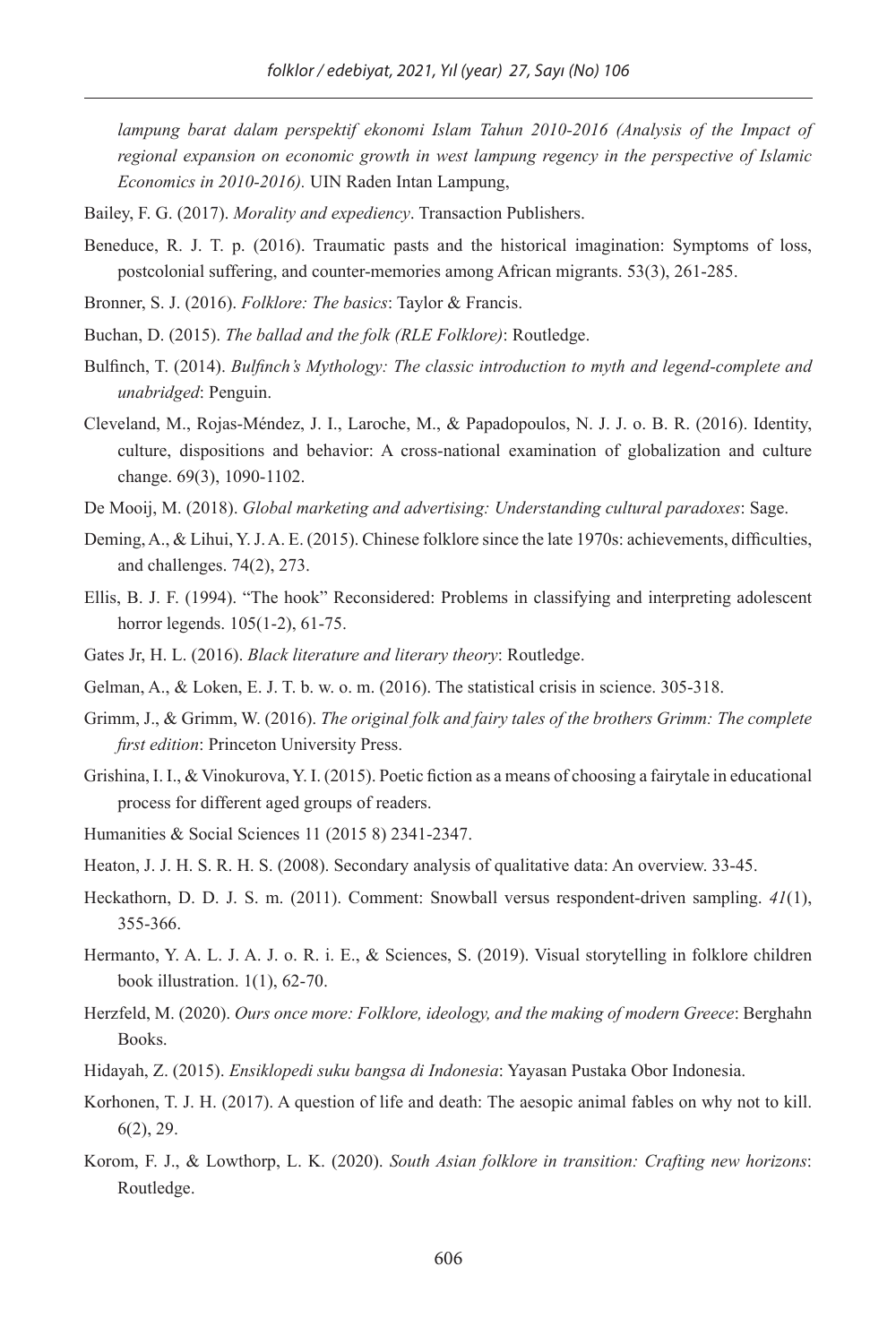*lampung barat dalam perspektif ekonomi Islam Tahun 2010-2016 (Analysis of the Impact of regional expansion on economic growth in west lampung regency in the perspective of Islamic Economics in 2010-2016).* UIN Raden Intan Lampung,

Bailey, F. G. (2017). *Morality and expediency*. Transaction Publishers.

Beneduce, R. J. T. p. (2016). Traumatic pasts and the historical imagination: Symptoms of loss, postcolonial suffering, and counter-memories among African migrants. 53(3), 261-285.

Bronner, S. J. (2016). *Folklore: The basics*: Taylor & Francis.

Buchan, D. (2015). *The ballad and the folk (RLE Folklore)*: Routledge.

Bulfinch, T. (2014). *Bulfinch's Mythology: The classic introduction to myth and legend-complete and unabridged*: Penguin.

Cleveland, M., Rojas-Méndez, J. I., Laroche, M., & Papadopoulos, N. J. J. o. B. R. (2016). Identity, culture, dispositions and behavior: A cross-national examination of globalization and culture change. 69(3), 1090-1102.

De Mooij, M. (2018). *Global marketing and advertising: Understanding cultural paradoxes*: Sage.

Deming, A., & Lihui, Y. J. A. E. (2015). Chinese folklore since the late 1970s: achievements, difficulties, and challenges. 74(2), 273.

Ellis, B. J. F. (1994). "The hook" Reconsidered: Problems in classifying and interpreting adolescent horror legends. 105(1-2), 61-75.

Gates Jr, H. L. (2016). *Black literature and literary theory*: Routledge.

Gelman, A., & Loken, E. J. T. b. w. o. m. (2016). The statistical crisis in science. 305-318.

Grimm, J., & Grimm, W. (2016). *The original folk and fairy tales of the brothers Grimm: The complete first edition*: Princeton University Press.

Grishina, I. I., & Vinokurova, Y. I. (2015). Poetic fiction as a means of choosing a fairytale in educational process for different aged groups of readers.

Humanities & Social Sciences 11 (2015 8) 2341-2347.

Heaton, J. J. H. S. R. H. S. (2008). Secondary analysis of qualitative data: An overview. 33-45.

Heckathorn, D. D. J. S. m. (2011). Comment: Snowball versus respondent-driven sampling. *41*(1), 355-366.

Hermanto, Y. A. L. J. A. J. o. R. i. E., & Sciences, S. (2019). Visual storytelling in folklore children book illustration. 1(1), 62-70.

Herzfeld, M. (2020). *Ours once more: Folklore, ideology, and the making of modern Greece*: Berghahn Books.

Hidayah, Z. (2015). *Ensiklopedi suku bangsa di Indonesia*: Yayasan Pustaka Obor Indonesia.

Korhonen, T. J. H. (2017). A question of life and death: The aesopic animal fables on why not to kill. 6(2), 29.

Korom, F. J., & Lowthorp, L. K. (2020). *South Asian folklore in transition: Crafting new horizons*: Routledge.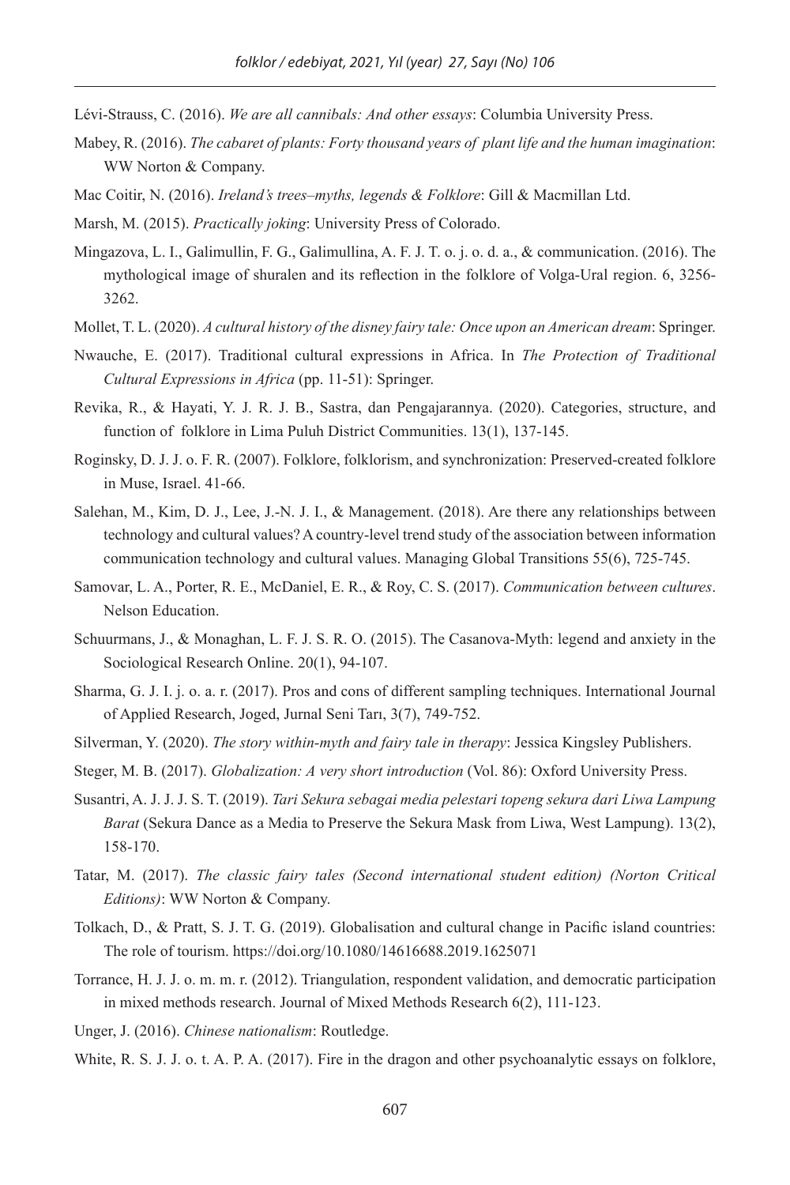Lévi-Strauss, C. (2016). *We are all cannibals: And other essays*: Columbia University Press.

Mabey, R. (2016). *The cabaret of plants: Forty thousand years of plant life and the human imagination*: WW Norton & Company.

Mac Coitir, N. (2016). *Ireland's trees–myths, legends & Folklore*: Gill & Macmillan Ltd.

Marsh, M. (2015). *Practically joking*: University Press of Colorado.

Mingazova, L. I., Galimullin, F. G., Galimullina, A. F. J. T. o. j. o. d. a., & communication. (2016). The mythological image of shuralen and its reflection in the folklore of Volga-Ural region. 6, 3256-3262.

Mollet, T. L. (2020). *A cultural history of the disney fairy tale: Once upon an American dream*: Springer.

Nwauche, E. (2017). Traditional cultural expressions in Africa. In *The Protection of Traditional Cultural Expressions in Africa* (pp. 11-51): Springer.

Revika, R., & Hayati, Y. J. R. J. B., Sastra, dan Pengajarannya. (2020). Categories, structure, and function of folklore in Lima Puluh District Communities. 13(1), 137-145.

Roginsky, D. J. J. o. F. R. (2007). Folklore, folklorism, and synchronization: Preserved-created folklore in Muse, Israel. 41-66.

Salehan, M., Kim, D. J., Lee, J.-N. J. I., & Management. (2018). Are there any relationships between technology and cultural values? A country-level trend study of the association between information communication technology and cultural values. Managing Global Transitions 55(6), 725-745.

Samovar, L. A., Porter, R. E., McDaniel, E. R., & Roy, C. S. (2017). *Communication between cultures*. Nelson Education.

Schuurmans, J., & Monaghan, L. F. J. S. R. O. (2015). The Casanova-Myth: legend and anxiety in the Sociological Research Online. 20(1), 94-107.

Sharma, G. J. I. j. o. a. r. (2017). Pros and cons of different sampling techniques. International Journal of Applied Research, Joged, Jurnal Seni Tarı, 3(7), 749-752.

Silverman, Y. (2020). *The story within-myth and fairy tale in therapy*: Jessica Kingsley Publishers.

Steger, M. B. (2017). *Globalization: A very short introduction* (Vol. 86): Oxford University Press.

Susantri, A. J. J. J. S. T. (2019). *Tari Sekura sebagai media pelestari topeng sekura dari Liwa Lampung Barat* (Sekura Dance as a Media to Preserve the Sekura Mask from Liwa, West Lampung). 13(2), 158-170.

Tatar, M. (2017). *The classic fairy tales (Second international student edition) (Norton Critical Editions)*: WW Norton & Company.

Tolkach, D., & Pratt, S. J. T. G. (2019). Globalisation and cultural change in Pacific island countries: The role of tourism. https://doi.org/10.1080/14616688.2019.1625071

Torrance, H. J. J. o. m. m. r. (2012). Triangulation, respondent validation, and democratic participation in mixed methods research. Journal of Mixed Methods Research 6(2), 111-123.

Unger, J. (2016). *Chinese nationalism*: Routledge.

White, R. S. J. J. o. t. A. P. A. (2017). Fire in the dragon and other psychoanalytic essays on folklore,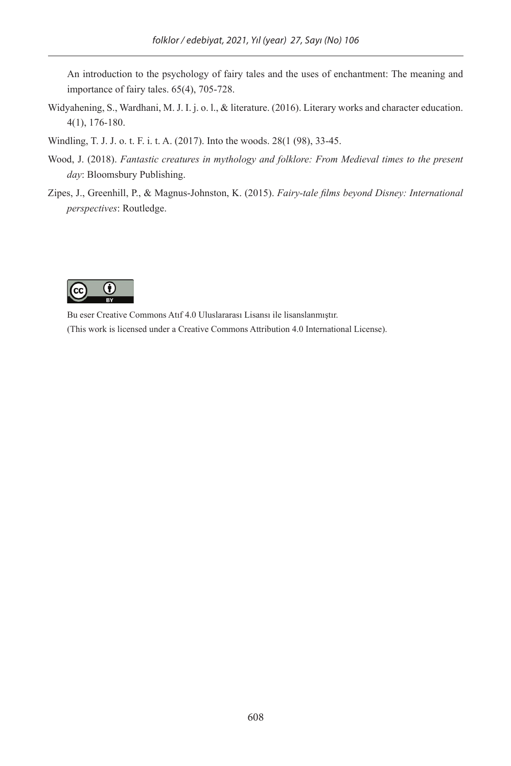An introduction to the psychology of fairy tales and the uses of enchantment: The meaning and importance of fairy tales. 65(4), 705-728.

Widyahening, S., Wardhani, M. J. I. j. o. l., & literature. (2016). Literary works and character education. 4(1), 176-180.

Windling, T. J. J. o. t. F. i. t. A. (2017). Into the woods. 28(1 (98), 33-45.

Wood, J. (2018). *Fantastic creatures in mythology and folklore: From Medieval times to the present day*: Bloomsbury Publishing.

Zipes, J., Greenhill, P., & Magnus-Johnston, K. (2015). *Fairy-tale films beyond Disney: International perspectives*: Routledge.

Bu eser Creative Commons Atıf 4.0 Uluslararası Lisansı ile lisanslanmıştır.

(This work is licensed under a Creative Commons Attribution 4.0 International License).